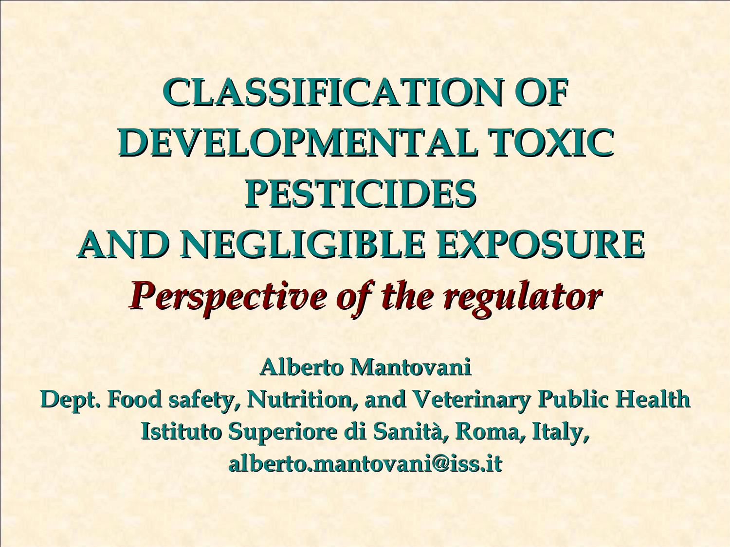# CLASSIFICATION OF DEVELOPMENTAL TOXIC PESTICIDES AND NEGLIGIBLE EXPOSURE

## *Perspective of the regulator*

**Alberto Mantovani**

**Dept. Food safety, Nutrition, and Veterinary Public Health**

**Istituto Superiore di Sanità, Roma, Italy,**

**alberto.mantovani@iss.it**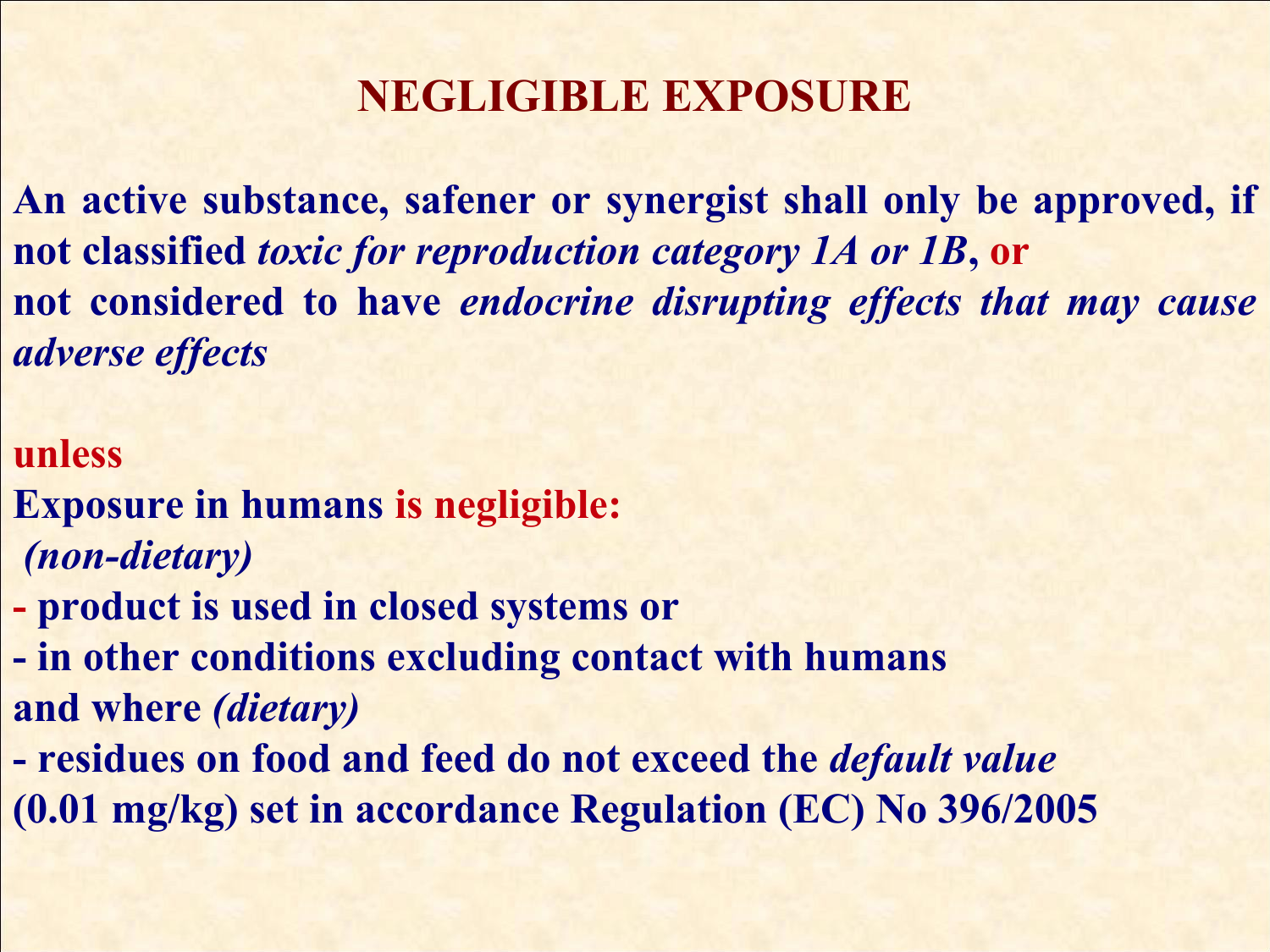# NEGLIGIBLE EXPOSURE

**An active substance, safener or synergist shall only be approved, if not classified *toxic for reproduction category 1A or 1B*, or**
**not considered to have *endocrine disrupting effects that may cause adverse effects***

**unless**
**Exposure in humans is negligible:**
***(non-dietary)***

- **product is used in closed systems or**
- **in other conditions excluding contact with humans**

**and where *(dietary)***

- **residues on food and feed do not exceed the *default value* (0.01 mg/kg) set in accordance Regulation (EC) No 396/2005**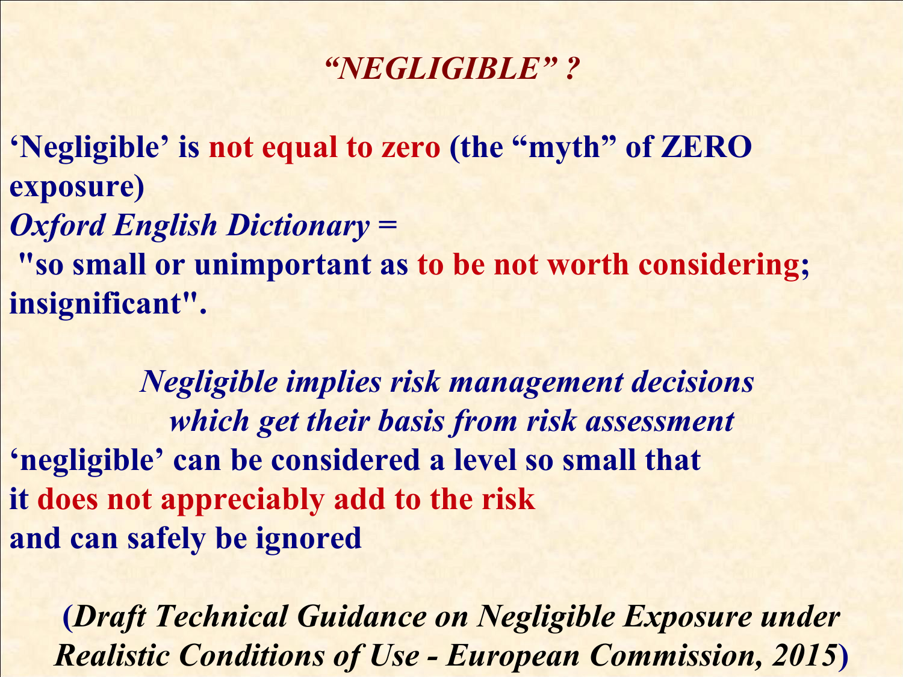# *"NEGLIGIBLE" ?*

**'Negligible' is not equal to zero (the "myth" of ZERO exposure)**

***Oxford English Dictionary* =**

**"so small or unimportant as to be not worth considering; insignificant".**

***Negligible implies risk management decisions which get their basis from risk assessment***

**'negligible' can be considered a level so small that it does not appreciably add to the risk and can safely be ignored**

**(*Draft Technical Guidance on Negligible Exposure under Realistic Conditions of Use - European Commission, 2015*)**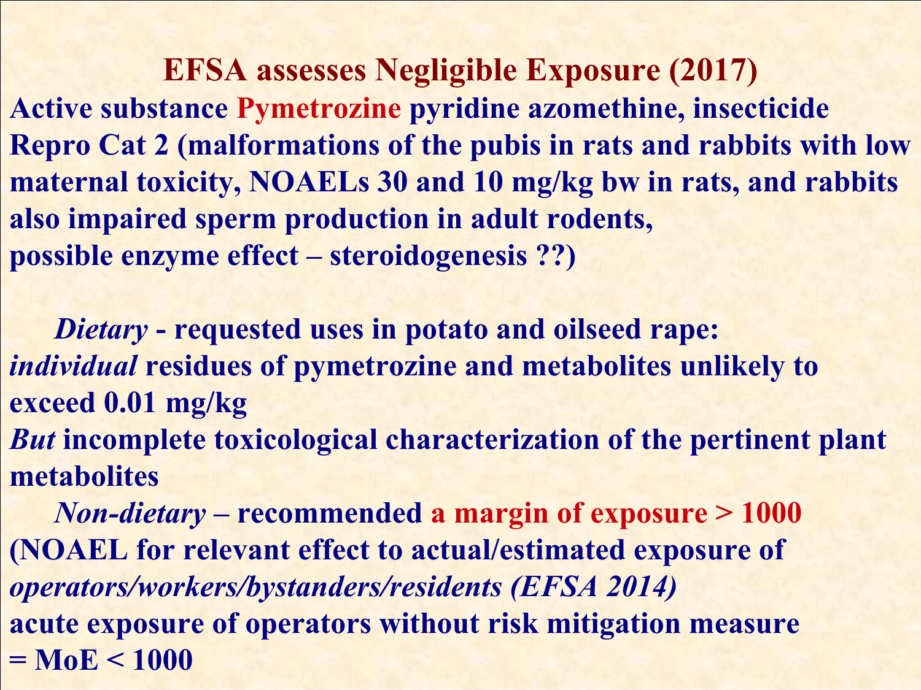## EFSA assesses Negligible Exposure (2017)

**Active substance Pymetrozine pyridine azomethine, insecticide**
**Repro Cat 2 (malformations of the pubis in rats and rabbits with low maternal toxicity, NOAELs 30 and 10 mg/kg bw in rats, and rabbits also impaired sperm production in adult rodents,**
**possible enzyme effect – steroidogenesis ??)**

***Dietary*** **- requested uses in potato and oilseed rape:**
***individual*** **residues of pymetrozine and metabolites unlikely to exceed 0.01 mg/kg**
***But*** **incomplete toxicological characterization of the pertinent plant metabolites**

***Non-dietary*** **– recommended a margin of exposure > 1000 (NOAEL for relevant effect to actual/estimated exposure of** ***operators/workers/bystanders/residents (EFSA 2014)***
**acute exposure of operators without risk mitigation measure = MoE < 1000**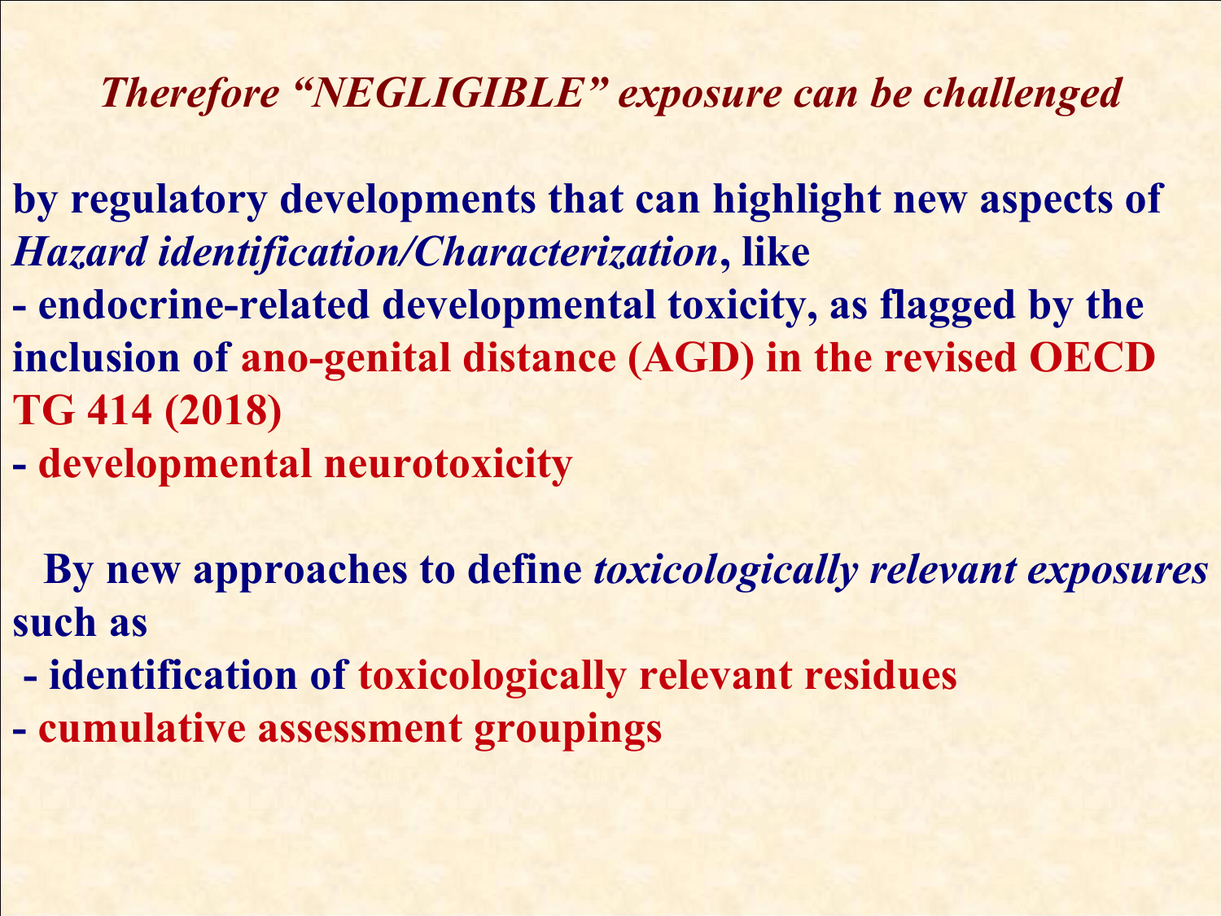## *Therefore "NEGLIGIBLE" exposure can be challenged*

**by regulatory developments that can highlight new aspects of *Hazard identification/Characterization*, like**

- **endocrine-related developmental toxicity, as flagged by the inclusion of ano-genital distance (AGD) in the revised OECD TG 414 (2018)**
- **developmental neurotoxicity**

**By new approaches to define *toxicologically relevant exposures* such as**

- **identification of toxicologically relevant residues**
- **cumulative assessment groupings**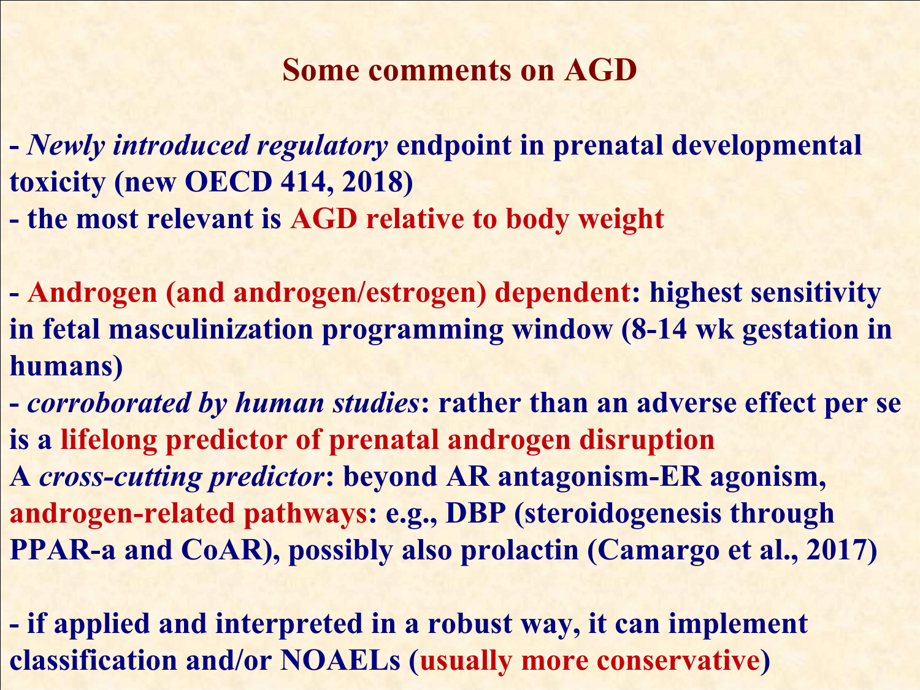# Some comments on AGD

- *Newly introduced regulatory* endpoint in prenatal developmental toxicity (new OECD 414, 2018)
- the most relevant is AGD relative to body weight

- Androgen (and androgen/estrogen) dependent: highest sensitivity in fetal masculinization programming window (8-14 wk gestation in humans)
- *corroborated by human studies*: rather than an adverse effect per se is a lifelong predictor of prenatal androgen disruption

A *cross-cutting predictor*: beyond AR antagonism-ER agonism, androgen-related pathways: e.g., DBP (steroidogenesis through PPAR-a and CoAR), possibly also prolactin (Camargo et al., 2017)

- if applied and interpreted in a robust way, it can implement classification and/or NOAELs (usually more conservative)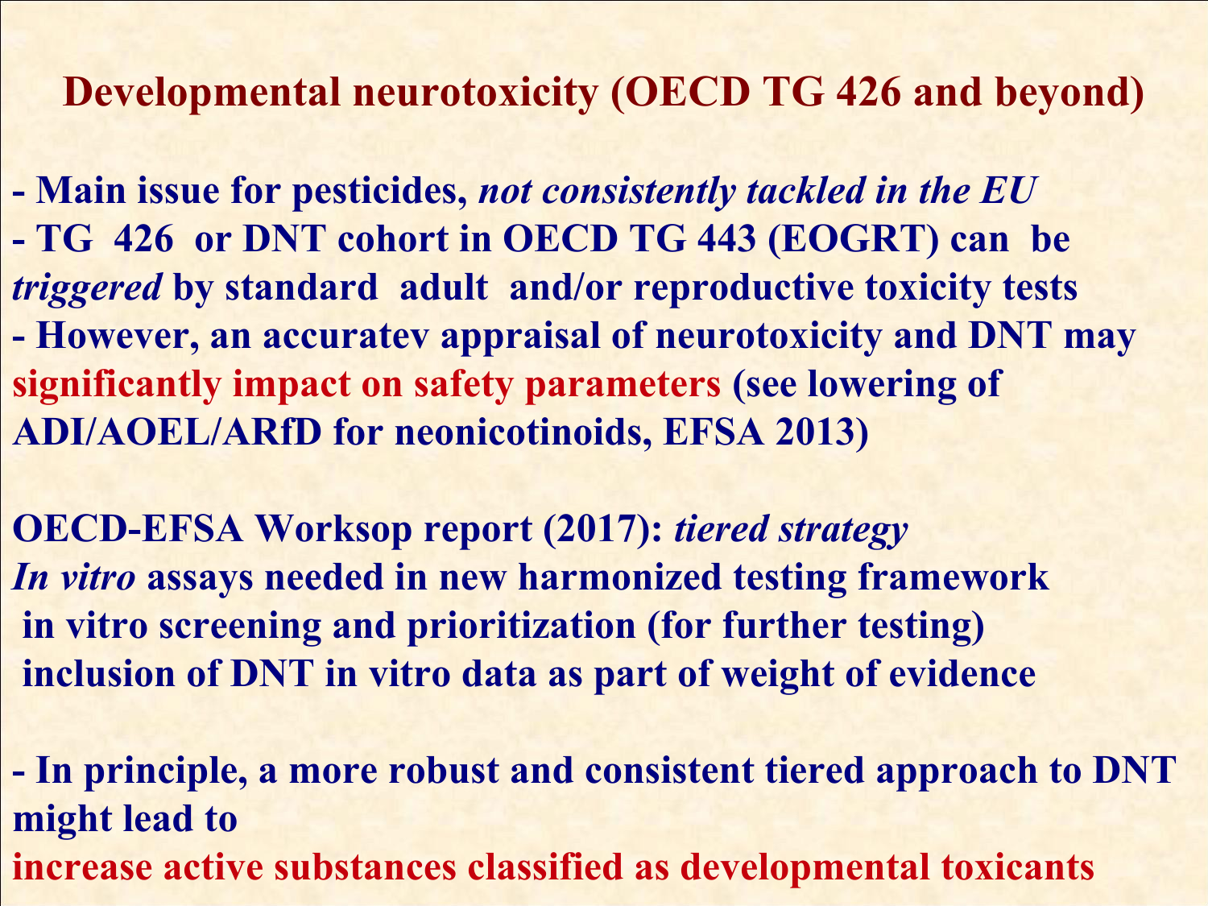## Developmental neurotoxicity (OECD TG 426 and beyond)

- Main issue for pesticides, *not consistently tackled in the EU*
- TG 426 or DNT cohort in OECD TG 443 (EOGRT) can be *triggered* by standard adult and/or reproductive toxicity tests
- However, an accuratev appraisal of neurotoxicity and DNT may **significantly impact on safety parameters** (see lowering of ADI/AOEL/ARfD for neonicotinoids, EFSA 2013)

OECD-EFSA Worksop report (2017): *tiered strategy*
*In vitro* assays needed in new harmonized testing framework
in vitro screening and prioritization (for further testing)
inclusion of DNT in vitro data as part of weight of evidence

- In principle, a more robust and consistent tiered approach to DNT might lead to **increase active substances classified as developmental toxicants**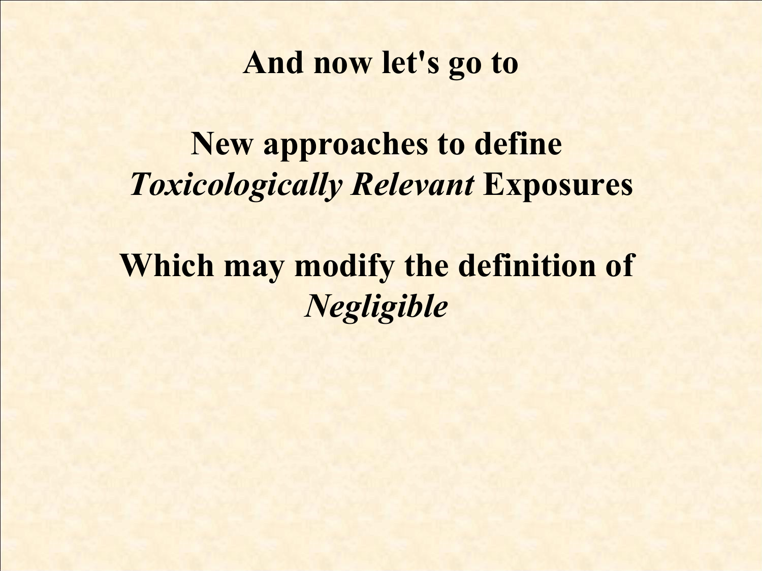**And now let's go to**

**New approaches to define *Toxicologically Relevant* Exposures**

**Which may modify the definition of *Negligible***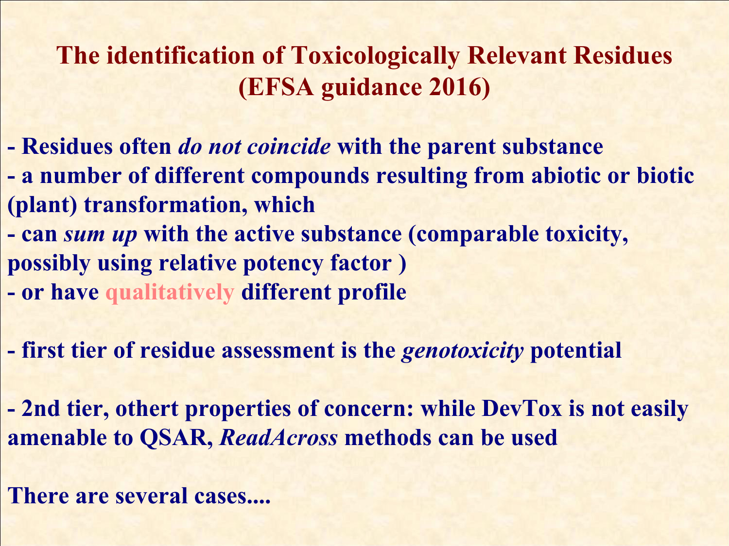# The identification of Toxicologically Relevant Residues (EFSA guidance 2016)

- Residues often *do not coincide* with the parent substance
- a number of different compounds resulting from abiotic or biotic (plant) transformation, which
- can *sum up* with the active substance (comparable toxicity, possibly using relative potency factor )
- or have qualitatively different profile

- first tier of residue assessment is the *genotoxicity* potential

- 2nd tier, othert properties of concern: while DevTox is not easily amenable to QSAR, *ReadAcross* methods can be used

There are several cases....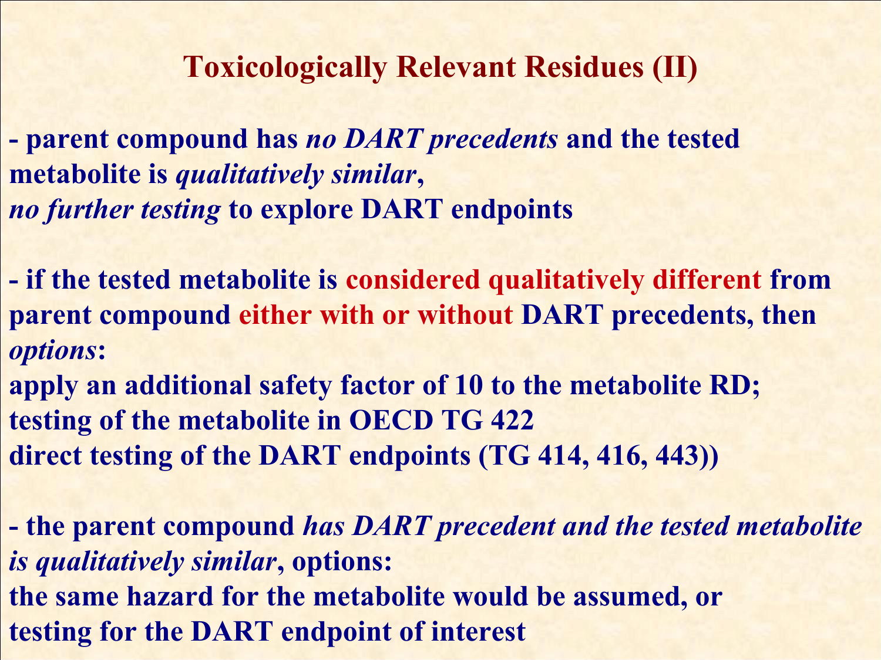# Toxicologically Relevant Residues (II)

**- parent compound has *no DART precedents* and the tested metabolite is *qualitatively similar*,**
***no further testing* to explore DART endpoints**

**- if the tested metabolite is considered qualitatively different from parent compound either with or without DART precedents, then *options*:**
**apply an additional safety factor of 10 to the metabolite RD;**
**testing of the metabolite in OECD TG 422**
**direct testing of the DART endpoints (TG 414, 416, 443))**

**- the parent compound *has DART precedent and the tested metabolite is qualitatively similar*, options:**
**the same hazard for the metabolite would be assumed, or**
**testing for the DART endpoint of interest**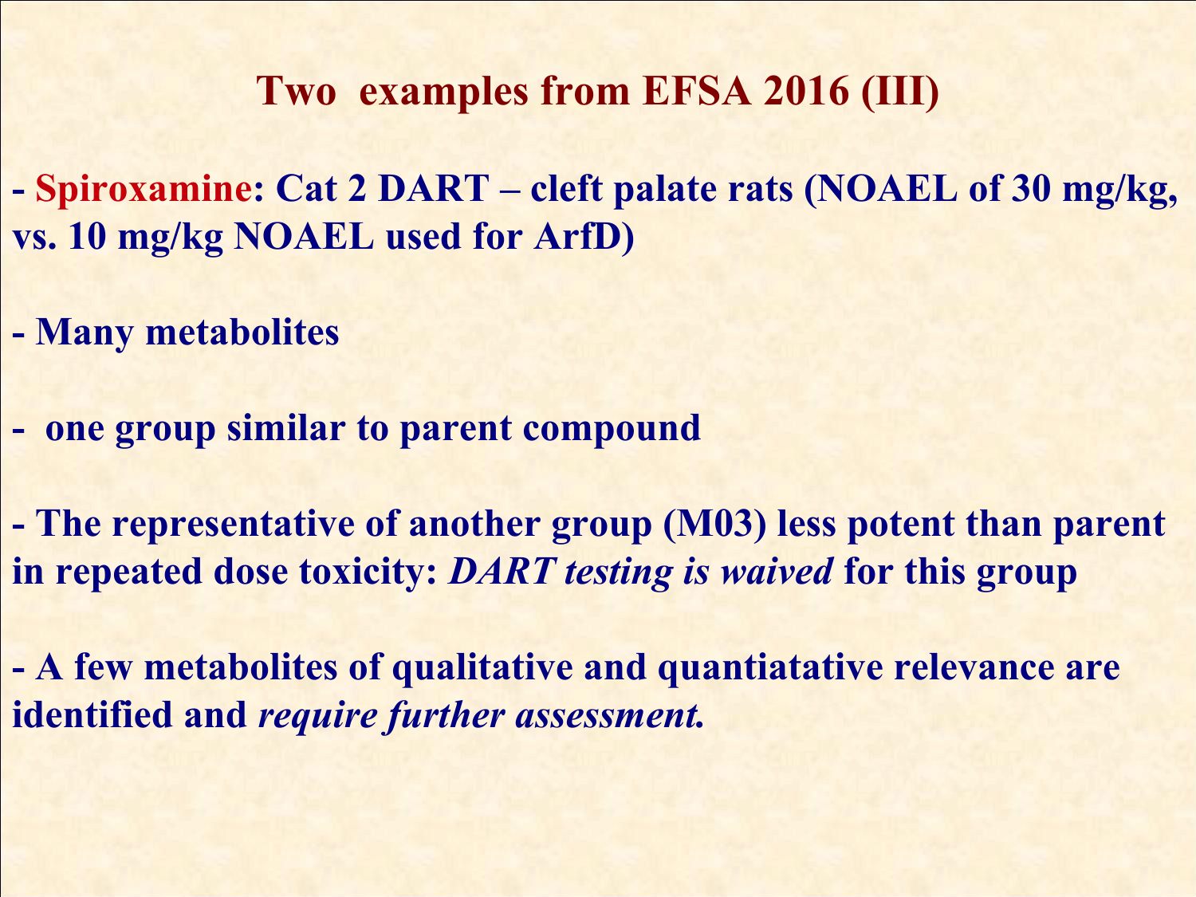## Two examples from EFSA 2016 (III)

- **Spiroxamine: Cat 2 DART – cleft palate rats (NOAEL of 30 mg/kg, vs. 10 mg/kg NOAEL used for ArfD)**

- **Many metabolites**

- **one group similar to parent compound**

- **The representative of another group (M03) less potent than parent in repeated dose toxicity: *DART testing is waived* for this group**

- **A few metabolites of qualitative and quantiatative relevance are identified and *require further assessment.***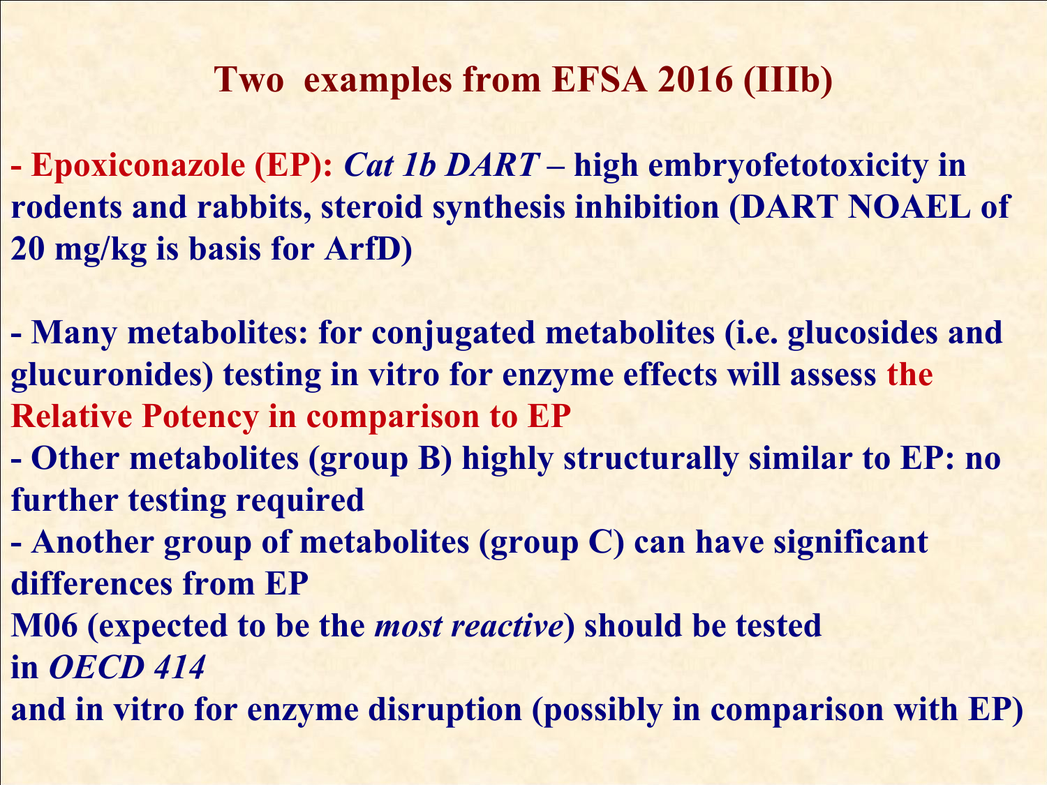## Two examples from EFSA 2016 (IIIb)

**- Epoxiconazole (EP):** ***Cat 1b DART*** **– high embryofetotoxicity in rodents and rabbits, steroid synthesis inhibition (DART NOAEL of 20 mg/kg is basis for ArfD)**

**- Many metabolites: for conjugated metabolites (i.e. glucosides and glucuronides) testing in vitro for enzyme effects will assess the Relative Potency in comparison to EP**

**- Other metabolites (group B) highly structurally similar to EP: no further testing required**

**- Another group of metabolites (group C) can have significant differences from EP**

**M06 (expected to be the** ***most reactive*****) should be tested in** ***OECD 414***

**and in vitro for enzyme disruption (possibly in comparison with EP)**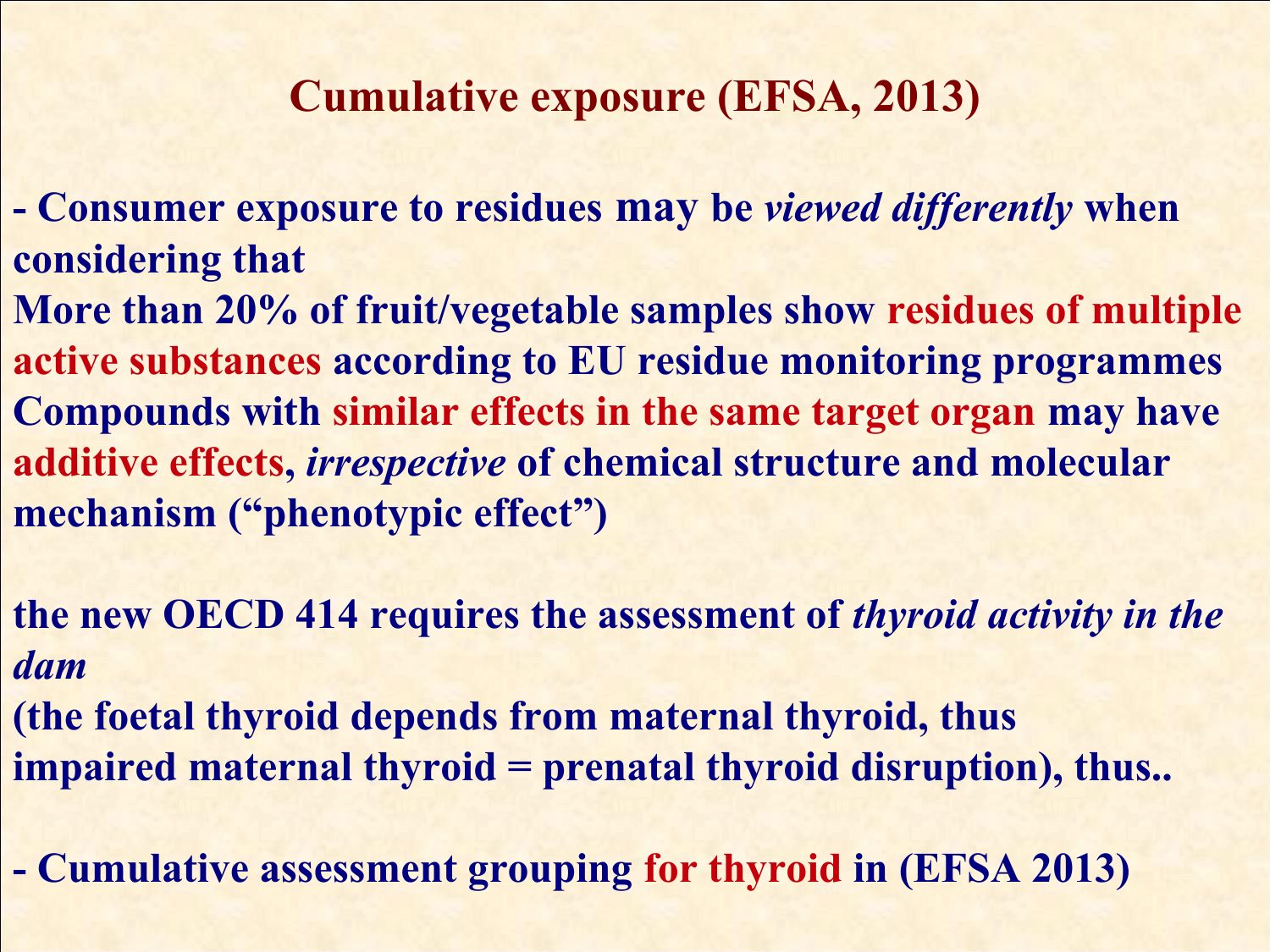## Cumulative exposure (EFSA, 2013)

**- Consumer exposure to residues may be *viewed differently* when considering that**
**More than 20% of fruit/vegetable samples show residues of multiple active substances according to EU residue monitoring programmes**
**Compounds with similar effects in the same target organ may have additive effects, *irrespective* of chemical structure and molecular mechanism (“phenotypic effect”)**

**the new OECD 414 requires the assessment of *thyroid activity in the dam***
**(the foetal thyroid depends from maternal thyroid, thus impaired maternal thyroid = prenatal thyroid disruption), thus..**

**- Cumulative assessment grouping for thyroid in (EFSA 2013)**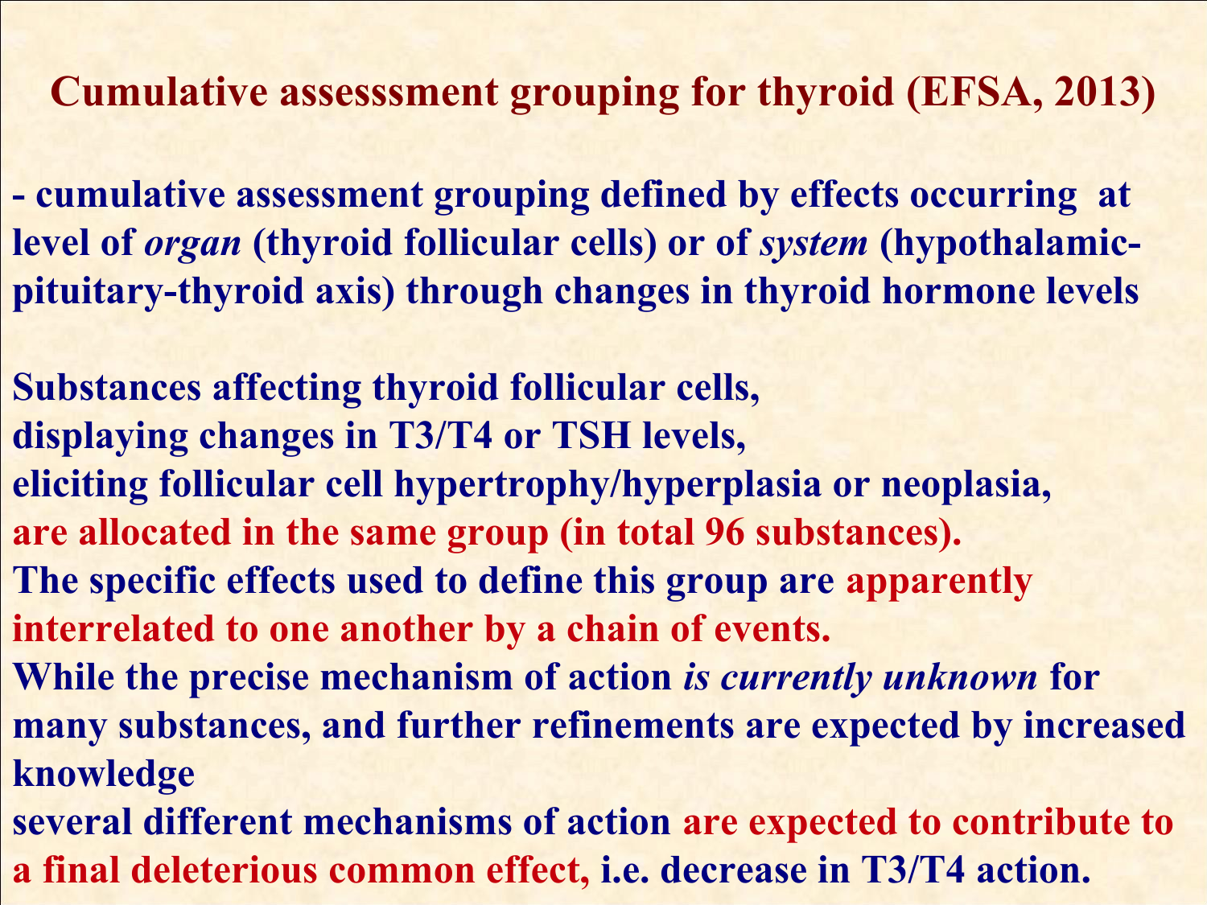# Cumulative assesssment grouping for thyroid (EFSA, 2013)

- cumulative assessment grouping defined by effects occurring at level of *organ* (thyroid follicular cells) or of *system* (hypothalamic-pituitary-thyroid axis) through changes in thyroid hormone levels

Substances affecting thyroid follicular cells,
displaying changes in T3/T4 or TSH levels,
eliciting follicular cell hypertrophy/hyperplasia or neoplasia,
are allocated in the same group (in total 96 substances).
The specific effects used to define this group are apparently interrelated to one another by a chain of events.
While the precise mechanism of action *is currently unknown* for many substances, and further refinements are expected by increased knowledge
several different mechanisms of action are expected to contribute to a final deleterious common effect, i.e. decrease in T3/T4 action.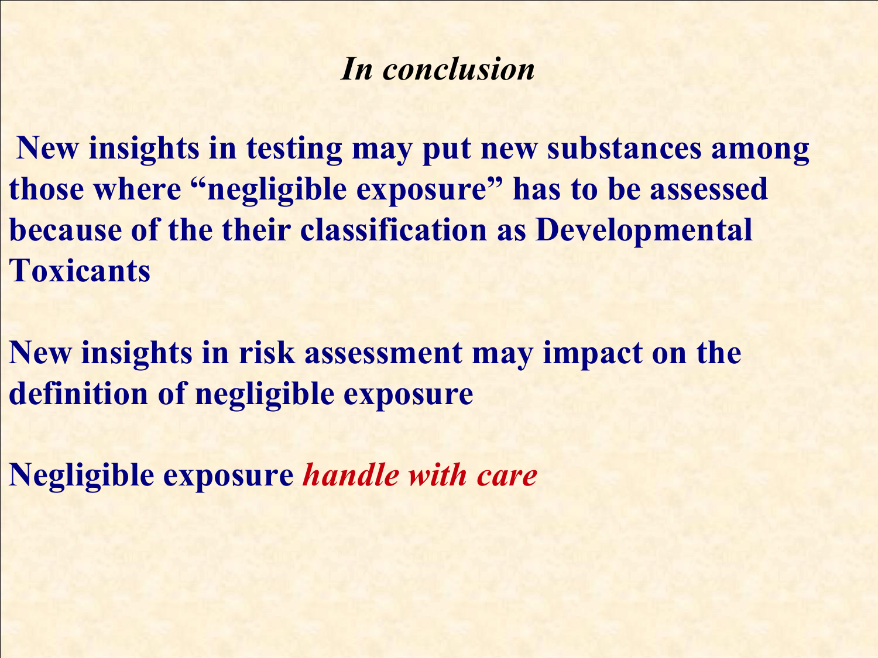# *In conclusion*

**New insights in testing may put new substances among those where "negligible exposure" has to be assessed because of the their classification as Developmental Toxicants**

**New insights in risk assessment may impact on the definition of negligible exposure**

**Negligible exposure** ***handle with care***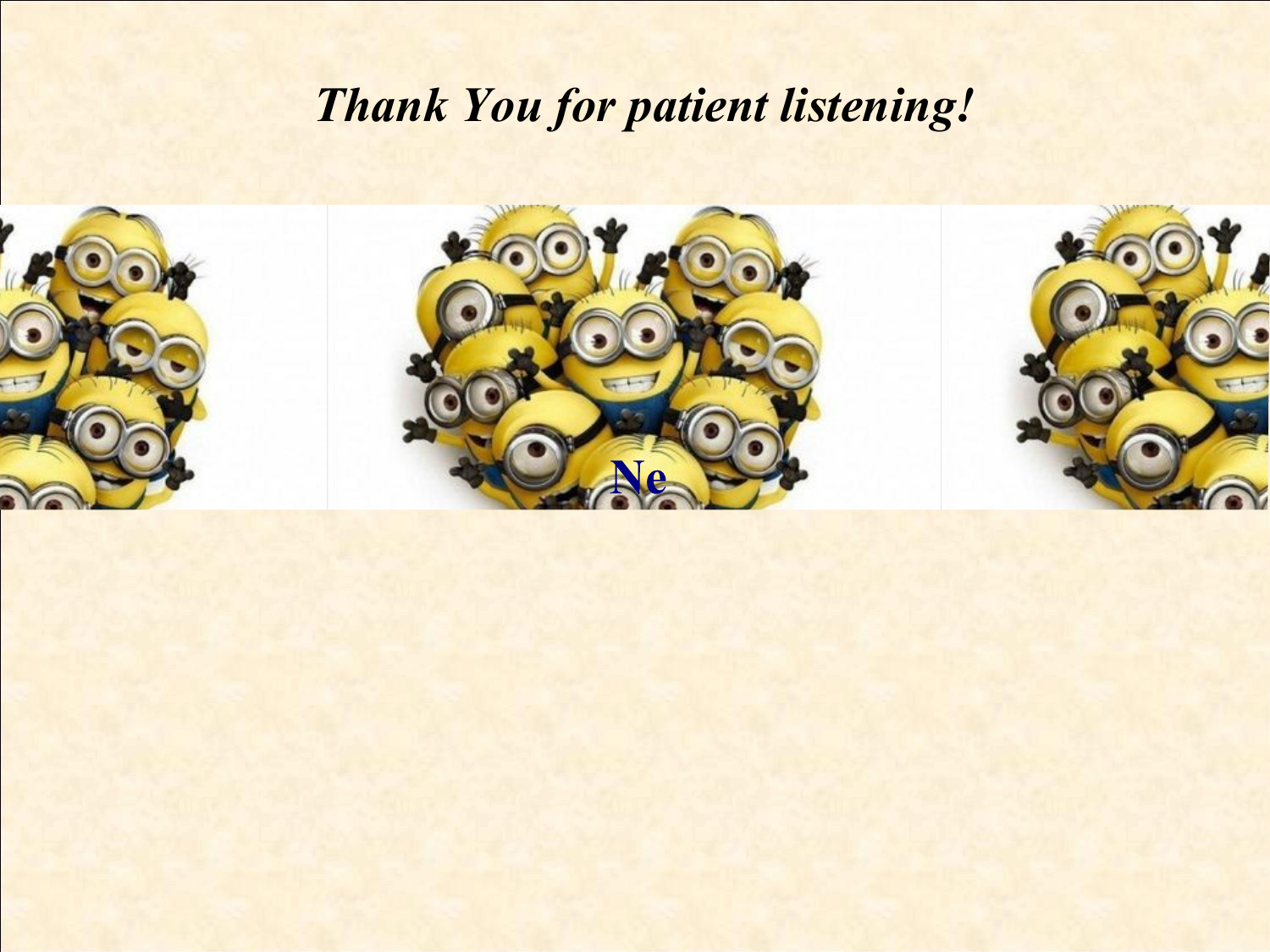*Thank You for patient listening!*

**Ne**